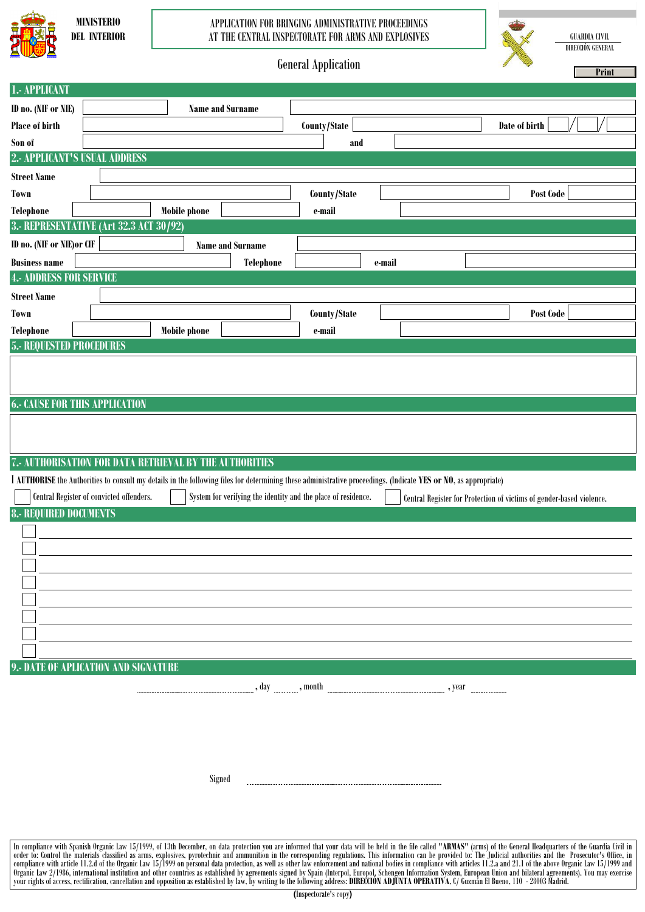MINISTERIO DEL INTERIOR

APPLICATION FOR BRINGING ADMINISTRATIVE PROCEEDINGS AT THE CENTRAL INSPECTORATE FOR ARMS AND EXPLOSIVES

GUARDIA CIVIL
DIRECCIÓN GENERAL

# General Application

Print

## 1.- APPLICANT

ID no. (NIF or NIE) ____________ Name and Surname ____________

Place of birth ____________ County/State ____________ Date of birth ___ / ___ / ___

Son of ____________ and ____________

## 2.- APPLICANT'S USUAL ADDRESS

Street Name ____________

Town ____________ County/State ____________ Post Code ____________

Telephone ____________ Mobile phone ____________ e-mail ____________

## 3.- REPRESENTATIVE (Art 32.3 ACT 30/92)

ID no. (NIF or NIE)or CIF ____________ Name and Surname ____________

Business name ____________ Telephone ____________ e-mail ____________

## 4.- ADDRESS FOR SERVICE

Street Name ____________

Town ____________ County/State ____________ Post Code ____________

Telephone ____________ Mobile phone ____________ e-mail ____________

## 5.- REQUESTED PROCEDURES

## 6.- CAUSE FOR THIS APPLICATION

## 7.- AUTHORISATION FOR DATA RETRIEVAL BY THE AUTHORITIES

I **AUTHORISE** the Authorities to consult my details in the following files for determining these administrative proceedings. (Indicate **YES or NO**, as appropriate)

☐ Central Register of convicted offenders. ☐ System for verifying the identity and the place of residence. ☐ Central Register for Protection of victims of gender-based violence.

## 8.- REQUIRED DOCUMENTS

☐ ____________

☐ ____________

☐ ____________

☐ ____________

☐ ____________

☐ ____________

☐ ____________

☐ ____________

## 9.- DATE OF APLICATION AND SIGNATURE

............................................, day .........., month ............................................, year ..............

Signed ............................................................

In compliance with Spanish Organic Law 15/1999, of 13th December, on data protection you are informed that your data will be held in the file called **"ARMAS"** (arms) of the General Headquarters of the Guardia Civil in order to: Control the materials classified as arms, explosives, pyrotechnic and ammunition in the corresponding regulations. This information can be provided to: The Judicial authorities and the Prosecutor's Office, in compliance with article 11.2.d of the Organic Law 15/1999 on personal data protection, as well as other law enforcement and national bodies in compliance with articles 11.2.a and 21.1 of the above Organic Law 15/1999 and Organic Law 2/1986, international institution and other countries as established by agreements signed by Spain (Interpol, Europol, Schengen Information System, European Union and bilateral agreements). You may exercise your rights of access, rectification, cancellation and opposition as established by law, by writing to the following address: **DIRECCIÓN ADJUNTA OPERATIVA**, C/ Guzmán El Bueno, 110 - 28003 Madrid.

**(**Inspectorate's copy**)**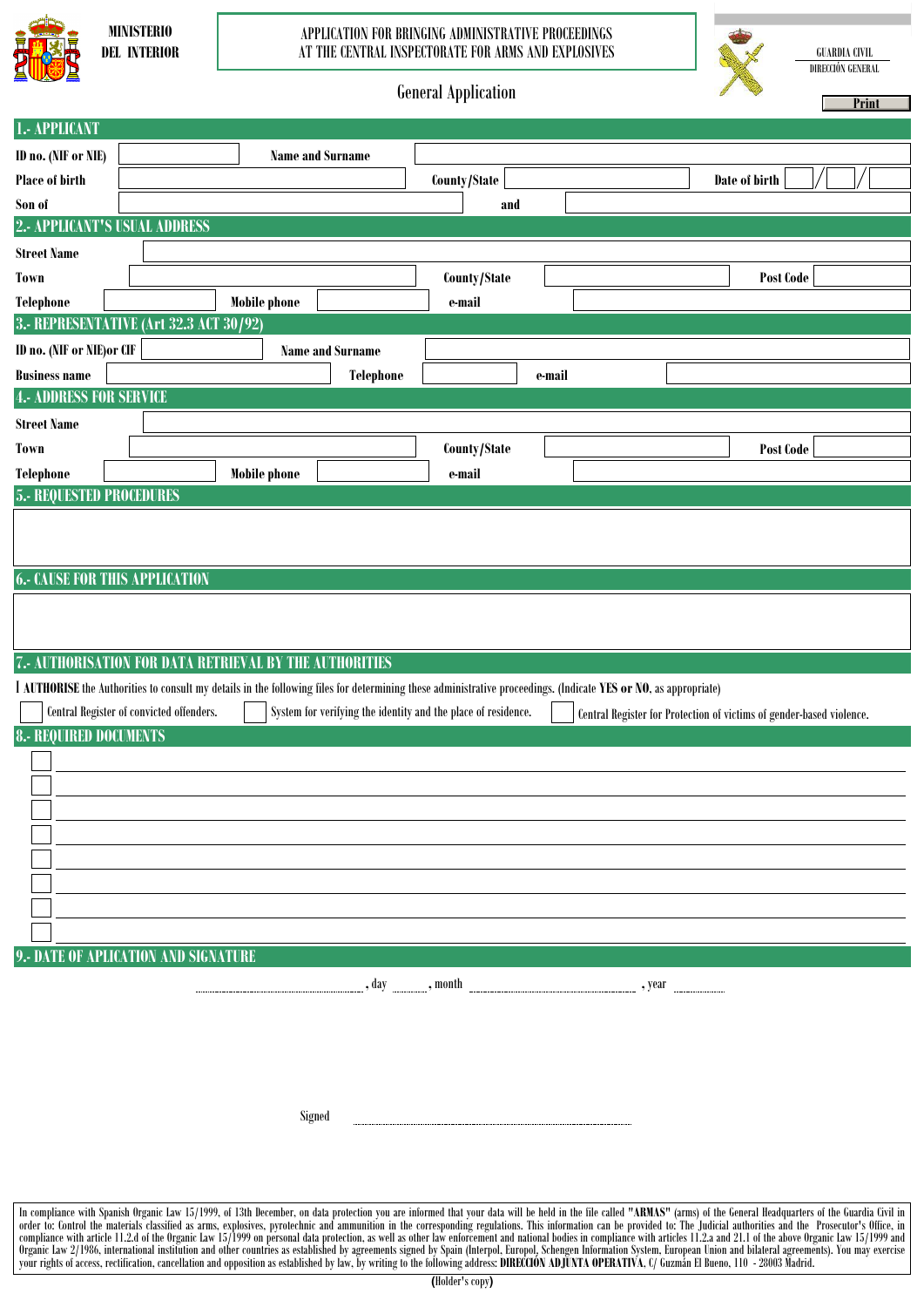MINISTERIO DEL INTERIOR

APPLICATION FOR BRINGING ADMINISTRATIVE PROCEEDINGS AT THE CENTRAL INSPECTORATE FOR ARMS AND EXPLOSIVES

GUARDIA CIVIL
DIRECCIÓN GENERAL

# General Application

Print

## 1.- APPLICANT

ID no. (NIF or NIE) ____ Name and Surname ____

Place of birth ____ County/State ____ Date of birth ___/___/___

Son of ____ and ____

## 2.- APPLICANT'S USUAL ADDRESS

Street Name ____

Town ____ County/State ____ Post Code ____

Telephone ____ Mobile phone ____ e-mail ____

## 3.- REPRESENTATIVE (Art 32.3 ACT 30/92)

ID no. (NIF or NIE)or CIF ____ Name and Surname ____

Business name ____ Telephone ____ e-mail ____

## 4.- ADDRESS FOR SERVICE

Street Name ____

Town ____ County/State ____ Post Code ____

Telephone ____ Mobile phone ____ e-mail ____

## 5.- REQUESTED PROCEDURES

## 6.- CAUSE FOR THIS APPLICATION

## 7.- AUTHORISATION FOR DATA RETRIEVAL BY THE AUTHORITIES

I **AUTHORISE** the Authorities to consult my details in the following files for determining these administrative proceedings. (Indicate **YES or NO**, as appropriate)

☐ Central Register of convicted offenders. ☐ System for verifying the identity and the place of residence. ☐ Central Register for Protection of victims of gender-based violence.

## 8.- REQUIRED DOCUMENTS

☐ ____

☐ ____

☐ ____

☐ ____

☐ ____

☐ ____

☐ ____

☐ ____

## 9.- DATE OF APLICATION AND SIGNATURE

____, day ____, month ____, year ____

Signed ____

In compliance with Spanish Organic Law 15/1999, of 13th December, on data protection you are informed that your data will be held in the file called **"ARMAS"** (arms) of the General Headquarters of the Guardia Civil in order to: Control the materials classified as arms, explosives, pyrotechnic and ammunition in the corresponding regulations. This information can be provided to: The Judicial authorities and the Prosecutor's Office, in compliance with article 11.2.d of the Organic Law 15/1999 on personal data protection, as well as other law enforcement and national bodies in compliance with articles 11.2.a and 21.1 of the above Organic Law 15/1999 and Organic Law 2/1986, international institution and other countries as established by agreements signed by Spain (Interpol, Europol, Schengen Information System, European Union and bilateral agreements). You may exercise your rights of access, rectification, cancellation and opposition as established by law, by writing to the following address: **DIRECCIÓN ADJUNTA OPERATIVA**, C/ Guzmán El Bueno, 110 - 28003 Madrid.

**(**Holder's copy**)**